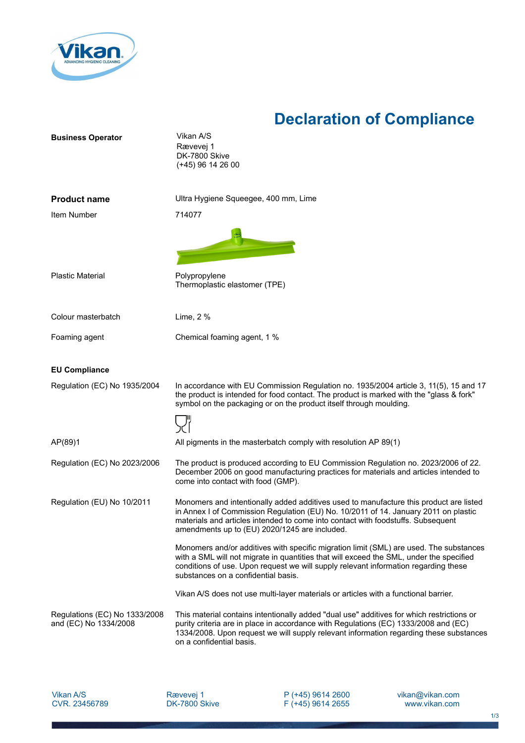# Declaration of Compliance

**Business Operator**

Vikan A/S
Rævevej 1
DK-7800 Skive
(+45) 96 14 26 00

**Product name** — Ultra Hygiene Squeegee, 400 mm, Lime

Item Number — 714077

Plastic Material — Polypropylene
Thermoplastic elastomer (TPE)

Colour masterbatch — Lime, 2 %

Foaming agent — Chemical foaming agent, 1 %

**EU Compliance**

**Regulation (EC) No 1935/2004**

In accordance with EU Commission Regulation no. 1935/2004 article 3, 11(5), 15 and 17 the product is intended for food contact. The product is marked with the "glass & fork" symbol on the packaging or on the product itself through moulding.

**AP(89)1**

All pigments in the masterbatch comply with resolution AP 89(1)

**Regulation (EC) No 2023/2006**

The product is produced according to EU Commission Regulation no. 2023/2006 of 22. December 2006 on good manufacturing practices for materials and articles intended to come into contact with food (GMP).

**Regulation (EU) No 10/2011**

Monomers and intentionally added additives used to manufacture this product are listed in Annex I of Commission Regulation (EU) No. 10/2011 of 14. January 2011 on plastic materials and articles intended to come into contact with foodstuffs. Subsequent amendments up to (EU) 2020/1245 are included.

Monomers and/or additives with specific migration limit (SML) are used. The substances with a SML will not migrate in quantities that will exceed the SML, under the specified conditions of use. Upon request we will supply relevant information regarding these substances on a confidential basis.

Vikan A/S does not use multi-layer materials or articles with a functional barrier.

**Regulations (EC) No 1333/2008 and (EC) No 1334/2008**

This material contains intentionally added "dual use" additives for which restrictions or purity criteria are in place in accordance with Regulations (EC) 1333/2008 and (EC) 1334/2008. Upon request we will supply relevant information regarding these substances on a confidential basis.

Vikan A/S
CVR. 23456789

Rævevej 1
DK-7800 Skive

P (+45) 9614 2600
F (+45) 9614 2655

vikan@vikan.com
www.vikan.com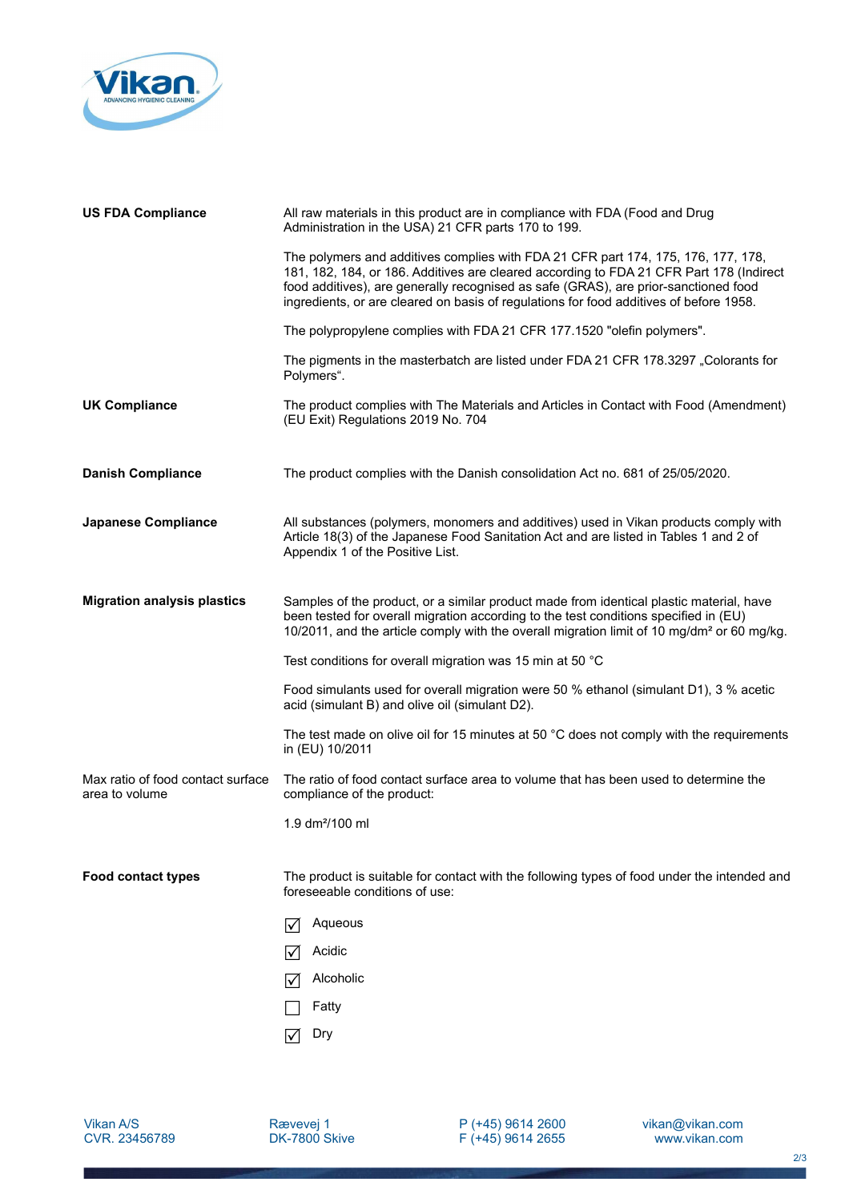**US FDA Compliance**

All raw materials in this product are in compliance with FDA (Food and Drug Administration in the USA) 21 CFR parts 170 to 199.

The polymers and additives complies with FDA 21 CFR part 174, 175, 176, 177, 178, 181, 182, 184, or 186. Additives are cleared according to FDA 21 CFR Part 178 (Indirect food additives), are generally recognised as safe (GRAS), are prior-sanctioned food ingredients, or are cleared on basis of regulations for food additives of before 1958.

The polypropylene complies with FDA 21 CFR 177.1520 "olefin polymers".

The pigments in the masterbatch are listed under FDA 21 CFR 178.3297 „Colorants for Polymers".

**UK Compliance**

The product complies with The Materials and Articles in Contact with Food (Amendment) (EU Exit) Regulations 2019 No. 704

**Danish Compliance**

The product complies with the Danish consolidation Act no. 681 of 25/05/2020.

**Japanese Compliance**

All substances (polymers, monomers and additives) used in Vikan products comply with Article 18(3) of the Japanese Food Sanitation Act and are listed in Tables 1 and 2 of Appendix 1 of the Positive List.

**Migration analysis plastics**

Samples of the product, or a similar product made from identical plastic material, have been tested for overall migration according to the test conditions specified in (EU) 10/2011, and the article comply with the overall migration limit of 10 mg/dm² or 60 mg/kg.

Test conditions for overall migration was 15 min at 50 °C

Food simulants used for overall migration were 50 % ethanol (simulant D1), 3 % acetic acid (simulant B) and olive oil (simulant D2).

The test made on olive oil for 15 minutes at 50 °C does not comply with the requirements in (EU) 10/2011

Max ratio of food contact surface area to volume

The ratio of food contact surface area to volume that has been used to determine the compliance of the product:

1.9 dm²/100 ml

**Food contact types**

The product is suitable for contact with the following types of food under the intended and foreseeable conditions of use:

- [x] Aqueous
- [x] Acidic
- [x] Alcoholic
- [ ] Fatty
- [x] Dry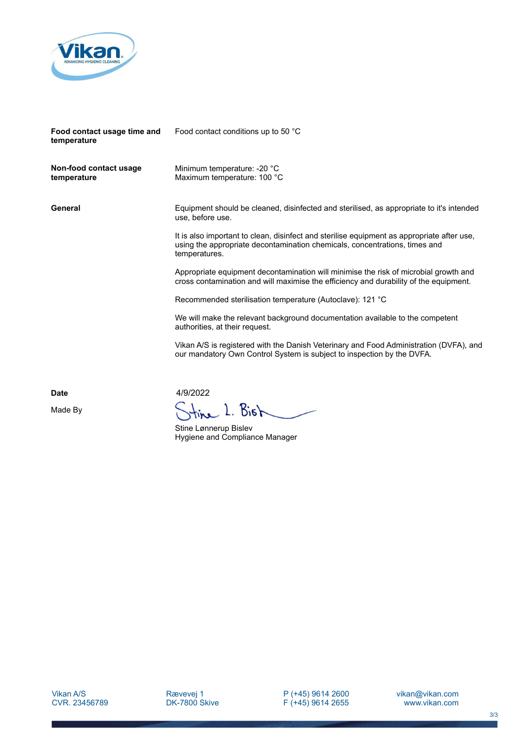| | |
|---|---|
| **Food contact usage time and temperature** | Food contact conditions up to 50 °C |
| **Non-food contact usage temperature** | Minimum temperature: -20 °C<br>Maximum temperature: 100 °C |
| **General** | Equipment should be cleaned, disinfected and sterilised, as appropriate to it's intended use, before use.<br><br>It is also important to clean, disinfect and sterilise equipment as appropriate after use, using the appropriate decontamination chemicals, concentrations, times and temperatures.<br><br>Appropriate equipment decontamination will minimise the risk of microbial growth and cross contamination and will maximise the efficiency and durability of the equipment.<br><br>Recommended sterilisation temperature (Autoclave): 121 °C<br><br>We will make the relevant background documentation available to the competent authorities, at their request.<br><br>Vikan A/S is registered with the Danish Veterinary and Food Administration (DVFA), and our mandatory Own Control System is subject to inspection by the DVFA. |
| **Date** | 4/9/2022 |
| Made By | Stine L. Bisl<br>Stine Lønnerup Bislev<br>Hygiene and Compliance Manager |

Vikan A/S
CVR. 23456789

Rævevej 1
DK-7800 Skive

P (+45) 9614 2600
F (+45) 9614 2655

vikan@vikan.com
www.vikan.com